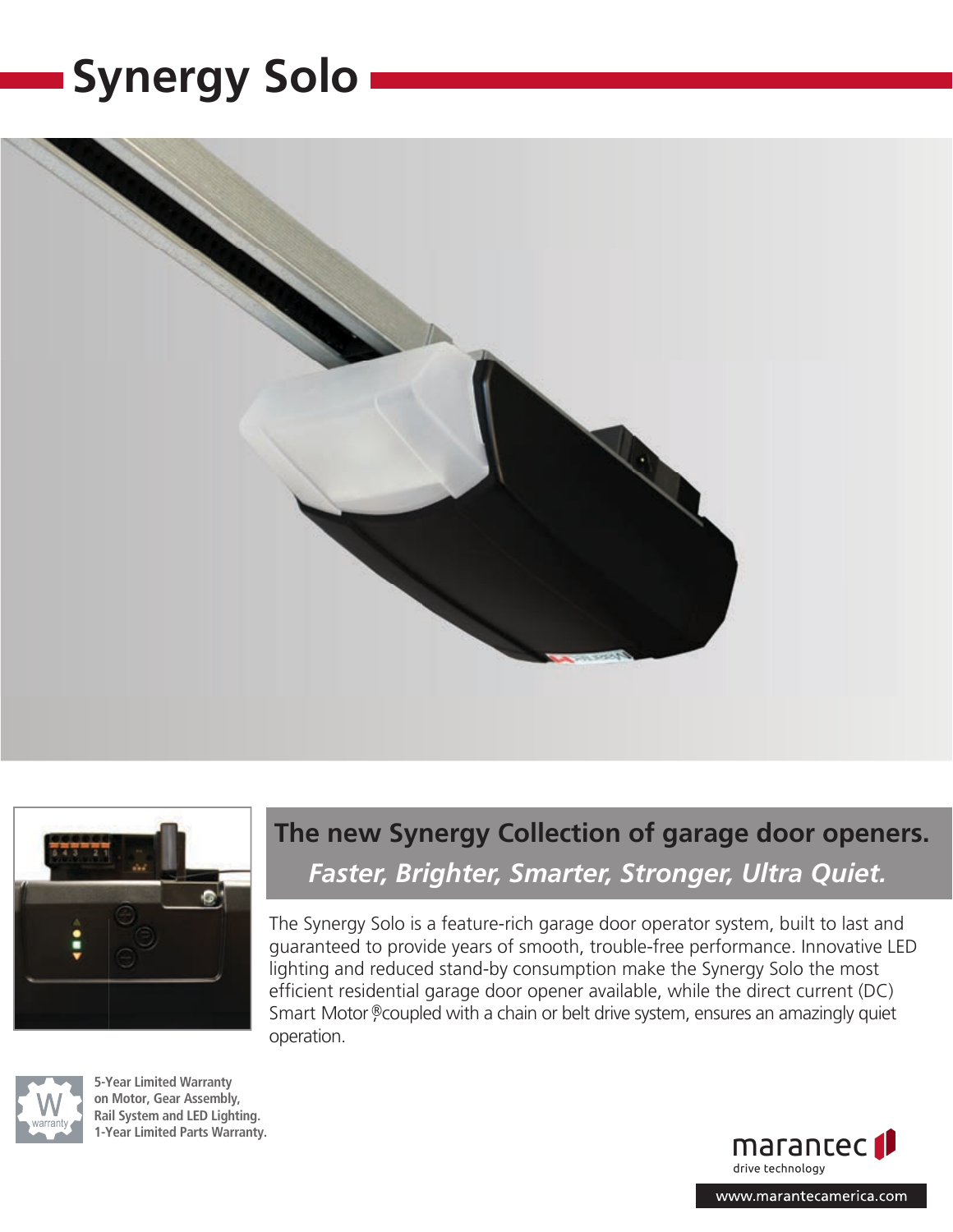# Synergy Solo

## The new Synergy Collection of garage door openers.

***Faster, Brighter, Smarter, Stronger, Ultra Quiet.***

The Synergy Solo is a feature-rich garage door operator system, built to last and guaranteed to provide years of smooth, trouble-free performance. Innovative LED lighting and reduced stand-by consumption make the Synergy Solo the most efficient residential garage door opener available, while the direct current (DC) Smart Motor®, coupled with a chain or belt drive system, ensures an amazingly quiet operation.

**5-Year Limited Warranty on Motor, Gear Assembly, Rail System and LED Lighting.**
**1-Year Limited Parts Warranty.**

marantec drive technology

www.marantecamerica.com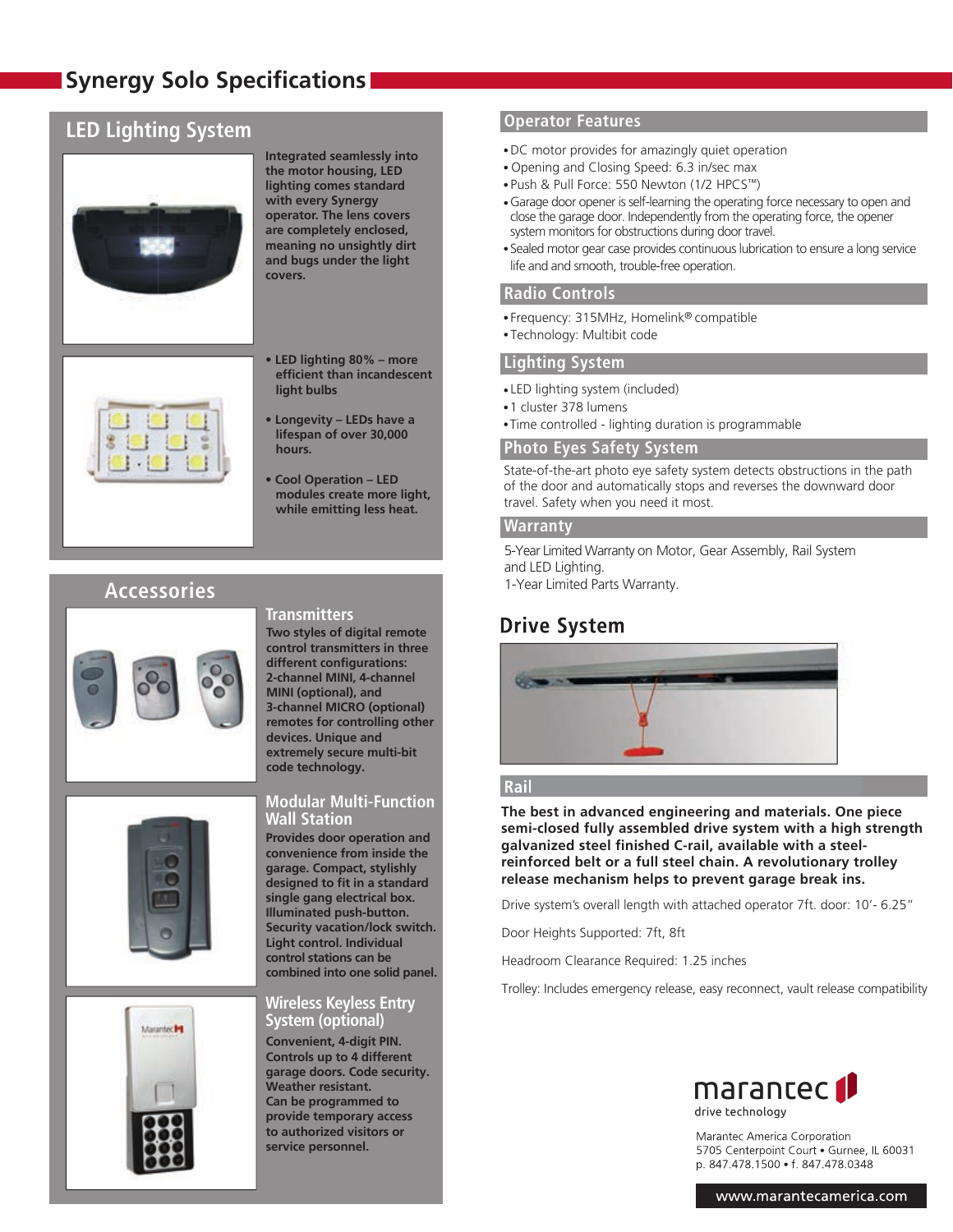# Synergy Solo Specifications

## LED Lighting System

**Integrated seamlessly into the motor housing, LED lighting comes standard with every Synergy operator. The lens covers are completely enclosed, meaning no unsightly dirt and bugs under the light covers.**

- **LED lighting 80% – more efficient than incandescent light bulbs**
- **Longevity – LEDs have a lifespan of over 30,000 hours.**
- **Cool Operation – LED modules create more light, while emitting less heat.**

## Accessories

### Transmitters

**Two styles of digital remote control transmitters in three different configurations: 2-channel MINI, 4-channel MINI (optional), and 3-channel MICRO (optional) remotes for controlling other devices. Unique and extremely secure multi-bit code technology.**

### Modular Multi-Function Wall Station

**Provides door operation and convenience from inside the garage. Compact, stylishly designed to fit in a standard single gang electrical box. Illuminated push-button. Security vacation/lock switch. Light control. Individual control stations can be combined into one solid panel.**

### Wireless Keyless Entry System (optional)

**Convenient, 4-digit PIN. Controls up to 4 different garage doors. Code security. Weather resistant. Can be programmed to provide temporary access to authorized visitors or service personnel.**

## Operator Features

- DC motor provides for amazingly quiet operation
- Opening and Closing Speed: 6.3 in/sec max
- Push & Pull Force: 550 Newton (1/2 HPCS™)
- Garage door opener is self-learning the operating force necessary to open and close the garage door. Independently from the operating force, the opener system monitors for obstructions during door travel.
- Sealed motor gear case provides continuous lubrication to ensure a long service life and and smooth, trouble-free operation.

## Radio Controls

- Frequency: 315MHz, Homelink® compatible
- Technology: Multibit code

## Lighting System

- LED lighting system (included)
- 1 cluster 378 lumens
- Time controlled - lighting duration is programmable

## Photo Eyes Safety System

State-of-the-art photo eye safety system detects obstructions in the path of the door and automatically stops and reverses the downward door travel. Safety when you need it most.

## Warranty

5-Year Limited Warranty on Motor, Gear Assembly, Rail System and LED Lighting.
1-Year Limited Parts Warranty.

## Drive System

### Rail

**The best in advanced engineering and materials. One piece semi-closed fully assembled drive system with a high strength galvanized steel finished C-rail, available with a steel-reinforced belt or a full steel chain. A revolutionary trolley release mechanism helps to prevent garage break ins.**

Drive system's overall length with attached operator 7ft. door: 10'- 6.25"

Door Heights Supported: 7ft, 8ft

Headroom Clearance Required: 1.25 inches

Trolley: Includes emergency release, easy reconnect, vault release compatibility

marantec
drive technology

Marantec America Corporation
5705 Centerpoint Court • Gurnee, IL 60031
p. 847.478.1500 • f. 847.478.0348

www.marantecamerica.com